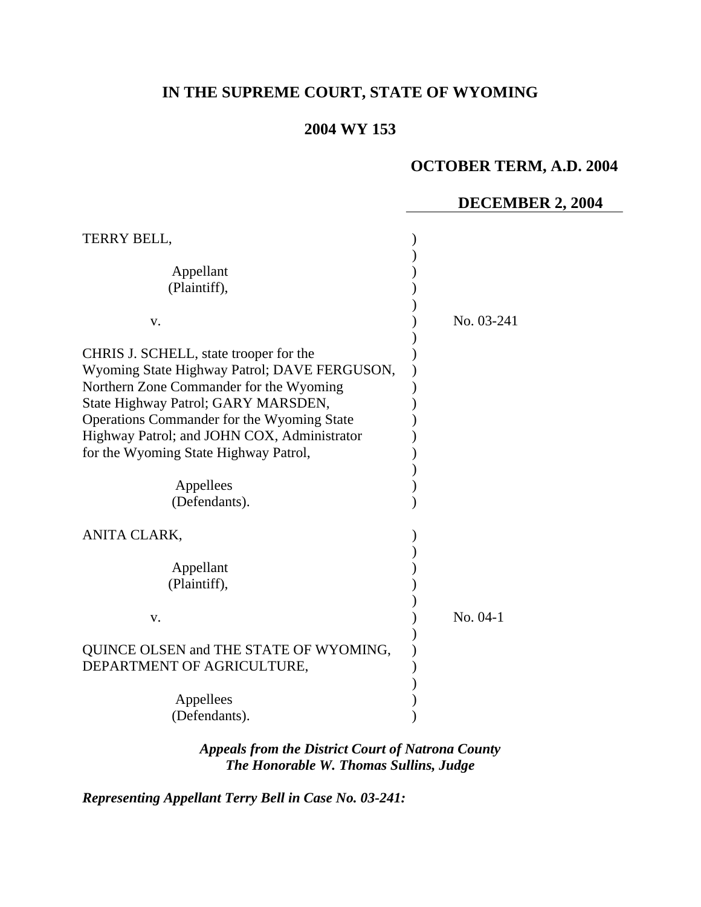# IN THE SUPREME COURT, STATE OF WYOMING

## 2004 WY 153

**OCTOBER TERM, A.D. 2004**

**DECEMBER 2, 2004**

TERRY BELL,

Appellant
(Plaintiff),

v.

No. 03-241

CHRIS J. SCHELL, state trooper for the Wyoming State Highway Patrol; DAVE FERGUSON, Northern Zone Commander for the Wyoming State Highway Patrol; GARY MARSDEN, Operations Commander for the Wyoming State Highway Patrol; and JOHN COX, Administrator for the Wyoming State Highway Patrol,

Appellees
(Defendants).

ANITA CLARK,

Appellant
(Plaintiff),

v.

No. 04-1

QUINCE OLSEN and THE STATE OF WYOMING, DEPARTMENT OF AGRICULTURE,

Appellees
(Defendants).

***Appeals from the District Court of Natrona County***
***The Honorable W. Thomas Sullins, Judge***

***Representing Appellant Terry Bell in Case No. 03-241:***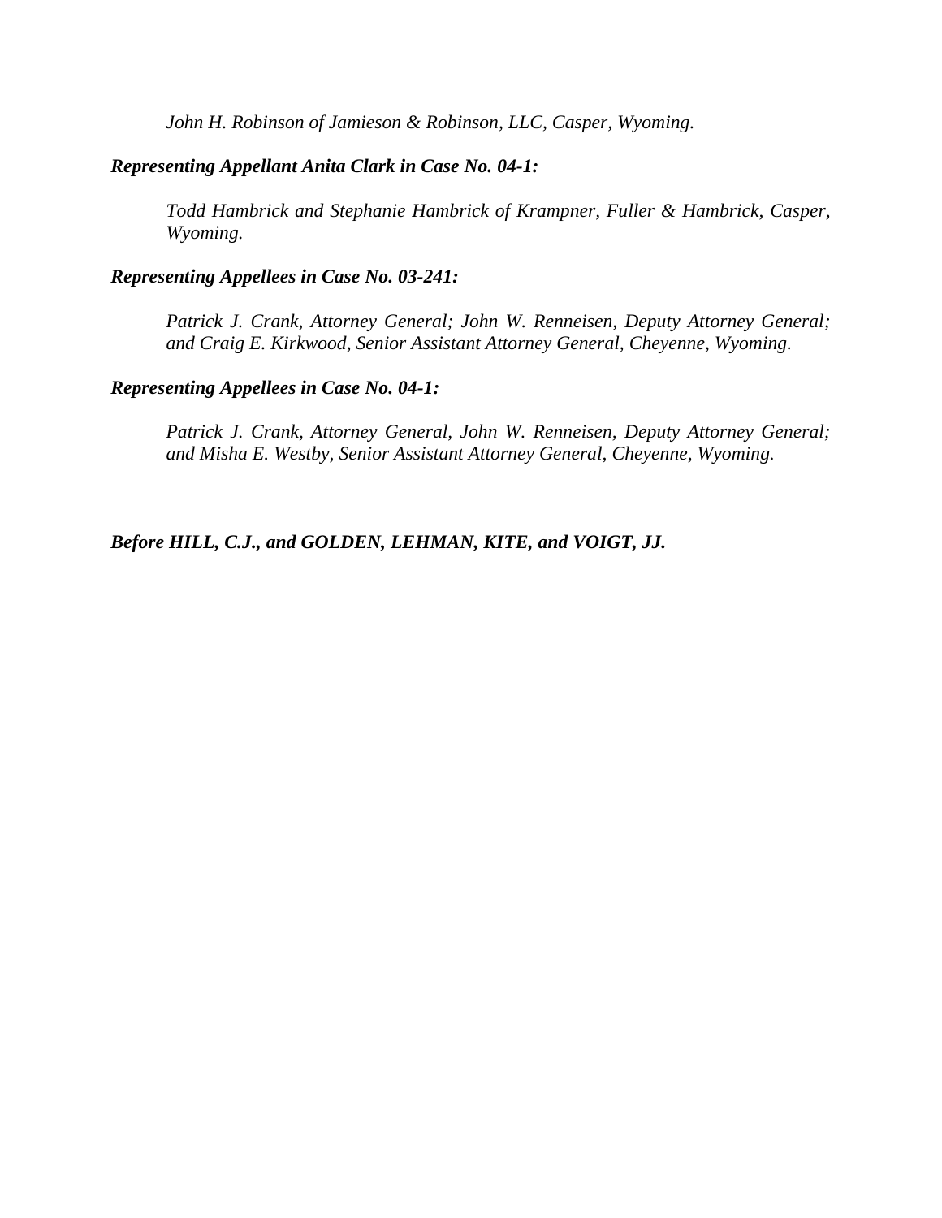*John H. Robinson of Jamieson & Robinson, LLC, Casper, Wyoming.*

***Representing Appellant Anita Clark in Case No. 04-1:***

*Todd Hambrick and Stephanie Hambrick of Krampner, Fuller & Hambrick, Casper, Wyoming.*

***Representing Appellees in Case No. 03-241:***

*Patrick J. Crank, Attorney General; John W. Renneisen, Deputy Attorney General; and Craig E. Kirkwood, Senior Assistant Attorney General, Cheyenne, Wyoming.*

***Representing Appellees in Case No. 04-1:***

*Patrick J. Crank, Attorney General, John W. Renneisen, Deputy Attorney General; and Misha E. Westby, Senior Assistant Attorney General, Cheyenne, Wyoming.*

***Before HILL, C.J., and GOLDEN, LEHMAN, KITE, and VOIGT, JJ.***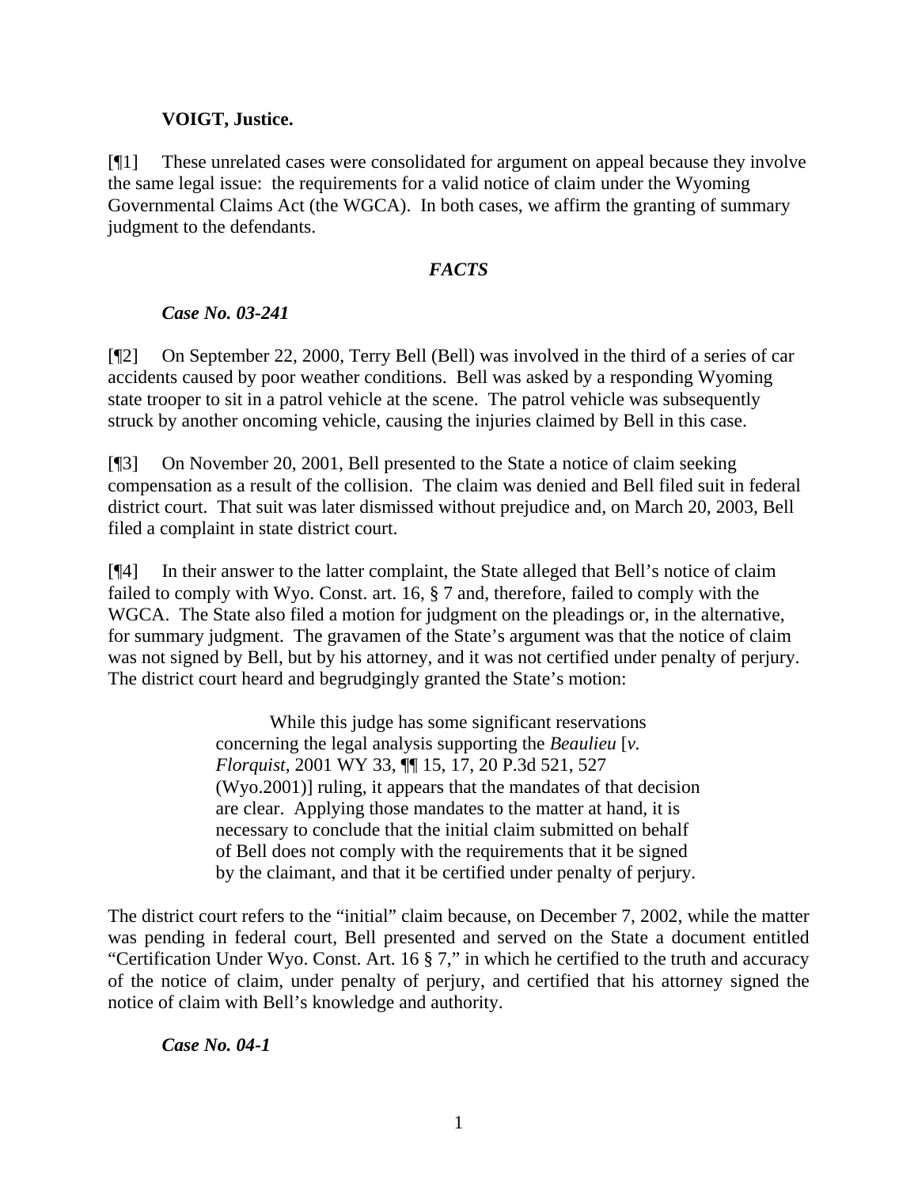**VOIGT, Justice.**

[¶1] These unrelated cases were consolidated for argument on appeal because they involve the same legal issue: the requirements for a valid notice of claim under the Wyoming Governmental Claims Act (the WGCA). In both cases, we affirm the granting of summary judgment to the defendants.

## *FACTS*

### *Case No. 03-241*

[¶2] On September 22, 2000, Terry Bell (Bell) was involved in the third of a series of car accidents caused by poor weather conditions. Bell was asked by a responding Wyoming state trooper to sit in a patrol vehicle at the scene. The patrol vehicle was subsequently struck by another oncoming vehicle, causing the injuries claimed by Bell in this case.

[¶3] On November 20, 2001, Bell presented to the State a notice of claim seeking compensation as a result of the collision. The claim was denied and Bell filed suit in federal district court. That suit was later dismissed without prejudice and, on March 20, 2003, Bell filed a complaint in state district court.

[¶4] In their answer to the latter complaint, the State alleged that Bell's notice of claim failed to comply with Wyo. Const. art. 16, § 7 and, therefore, failed to comply with the WGCA. The State also filed a motion for judgment on the pleadings or, in the alternative, for summary judgment. The gravamen of the State's argument was that the notice of claim was not signed by Bell, but by his attorney, and it was not certified under penalty of perjury. The district court heard and begrudgingly granted the State's motion:

> While this judge has some significant reservations concerning the legal analysis supporting the *Beaulieu* [*v. Florquist*, 2001 WY 33, ¶¶ 15, 17, 20 P.3d 521, 527 (Wyo.2001)] ruling, it appears that the mandates of that decision are clear. Applying those mandates to the matter at hand, it is necessary to conclude that the initial claim submitted on behalf of Bell does not comply with the requirements that it be signed by the claimant, and that it be certified under penalty of perjury.

The district court refers to the "initial" claim because, on December 7, 2002, while the matter was pending in federal court, Bell presented and served on the State a document entitled "Certification Under Wyo. Const. Art. 16 § 7," in which he certified to the truth and accuracy of the notice of claim, under penalty of perjury, and certified that his attorney signed the notice of claim with Bell's knowledge and authority.

### *Case No. 04-1*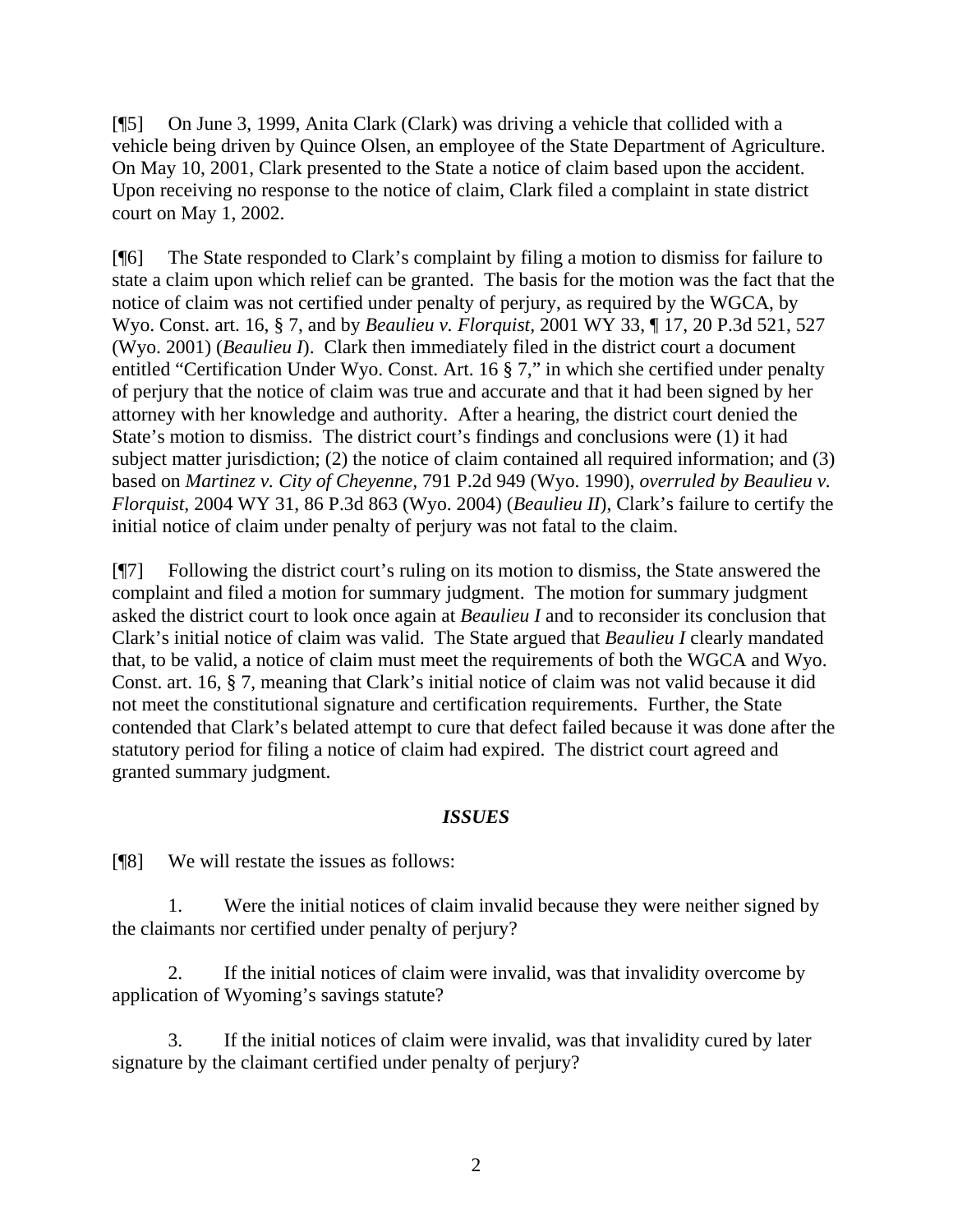[¶5] On June 3, 1999, Anita Clark (Clark) was driving a vehicle that collided with a vehicle being driven by Quince Olsen, an employee of the State Department of Agriculture. On May 10, 2001, Clark presented to the State a notice of claim based upon the accident. Upon receiving no response to the notice of claim, Clark filed a complaint in state district court on May 1, 2002.

[¶6] The State responded to Clark's complaint by filing a motion to dismiss for failure to state a claim upon which relief can be granted. The basis for the motion was the fact that the notice of claim was not certified under penalty of perjury, as required by the WGCA, by Wyo. Const. art. 16, § 7, and by *Beaulieu v. Florquist*, 2001 WY 33, ¶ 17, 20 P.3d 521, 527 (Wyo. 2001) (*Beaulieu I*). Clark then immediately filed in the district court a document entitled "Certification Under Wyo. Const. Art. 16 § 7," in which she certified under penalty of perjury that the notice of claim was true and accurate and that it had been signed by her attorney with her knowledge and authority. After a hearing, the district court denied the State's motion to dismiss. The district court's findings and conclusions were (1) it had subject matter jurisdiction; (2) the notice of claim contained all required information; and (3) based on *Martinez v. City of Cheyenne*, 791 P.2d 949 (Wyo. 1990), *overruled by Beaulieu v. Florquist*, 2004 WY 31, 86 P.3d 863 (Wyo. 2004) (*Beaulieu II*), Clark's failure to certify the initial notice of claim under penalty of perjury was not fatal to the claim.

[¶7] Following the district court's ruling on its motion to dismiss, the State answered the complaint and filed a motion for summary judgment. The motion for summary judgment asked the district court to look once again at *Beaulieu I* and to reconsider its conclusion that Clark's initial notice of claim was valid. The State argued that *Beaulieu I* clearly mandated that, to be valid, a notice of claim must meet the requirements of both the WGCA and Wyo. Const. art. 16, § 7, meaning that Clark's initial notice of claim was not valid because it did not meet the constitutional signature and certification requirements. Further, the State contended that Clark's belated attempt to cure that defect failed because it was done after the statutory period for filing a notice of claim had expired. The district court agreed and granted summary judgment.

## *ISSUES*

[¶8] We will restate the issues as follows:

1. Were the initial notices of claim invalid because they were neither signed by the claimants nor certified under penalty of perjury?

2. If the initial notices of claim were invalid, was that invalidity overcome by application of Wyoming's savings statute?

3. If the initial notices of claim were invalid, was that invalidity cured by later signature by the claimant certified under penalty of perjury?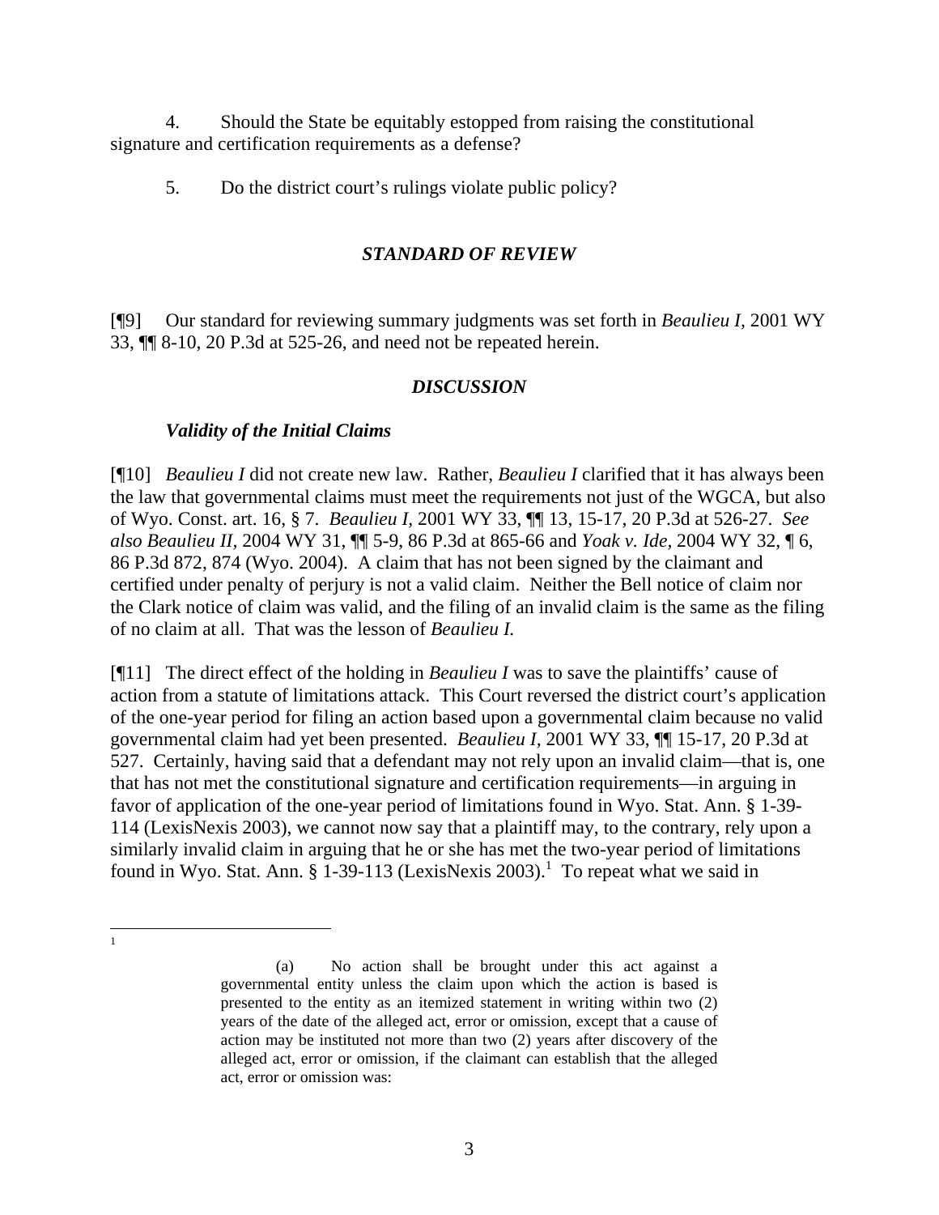4. Should the State be equitably estopped from raising the constitutional signature and certification requirements as a defense?

5. Do the district court's rulings violate public policy?

## *STANDARD OF REVIEW*

[¶9] Our standard for reviewing summary judgments was set forth in *Beaulieu I,* 2001 WY 33, ¶¶ 8-10, 20 P.3d at 525-26, and need not be repeated herein.

## *DISCUSSION*

### *Validity of the Initial Claims*

[¶10] *Beaulieu I* did not create new law. Rather, *Beaulieu I* clarified that it has always been the law that governmental claims must meet the requirements not just of the WGCA, but also of Wyo. Const. art. 16, § 7. *Beaulieu I,* 2001 WY 33, ¶¶ 13, 15-17, 20 P.3d at 526-27. *See also Beaulieu II,* 2004 WY 31, ¶¶ 5-9, 86 P.3d at 865-66 and *Yoak v. Ide,* 2004 WY 32, ¶ 6, 86 P.3d 872, 874 (Wyo. 2004). A claim that has not been signed by the claimant and certified under penalty of perjury is not a valid claim. Neither the Bell notice of claim nor the Clark notice of claim was valid, and the filing of an invalid claim is the same as the filing of no claim at all. That was the lesson of *Beaulieu I.*

[¶11] The direct effect of the holding in *Beaulieu I* was to save the plaintiffs' cause of action from a statute of limitations attack. This Court reversed the district court's application of the one-year period for filing an action based upon a governmental claim because no valid governmental claim had yet been presented. *Beaulieu I,* 2001 WY 33, ¶¶ 15-17, 20 P.3d at 527. Certainly, having said that a defendant may not rely upon an invalid claim—that is, one that has not met the constitutional signature and certification requirements—in arguing in favor of application of the one-year period of limitations found in Wyo. Stat. Ann. § 1-39-114 (LexisNexis 2003), we cannot now say that a plaintiff may, to the contrary, rely upon a similarly invalid claim in arguing that he or she has met the two-year period of limitations found in Wyo. Stat. Ann. § 1-39-113 (LexisNexis 2003).[1] To repeat what we said in

---

[1]

> (a) No action shall be brought under this act against a governmental entity unless the claim upon which the action is based is presented to the entity as an itemized statement in writing within two (2) years of the date of the alleged act, error or omission, except that a cause of action may be instituted not more than two (2) years after discovery of the alleged act, error or omission, if the claimant can establish that the alleged act, error or omission was: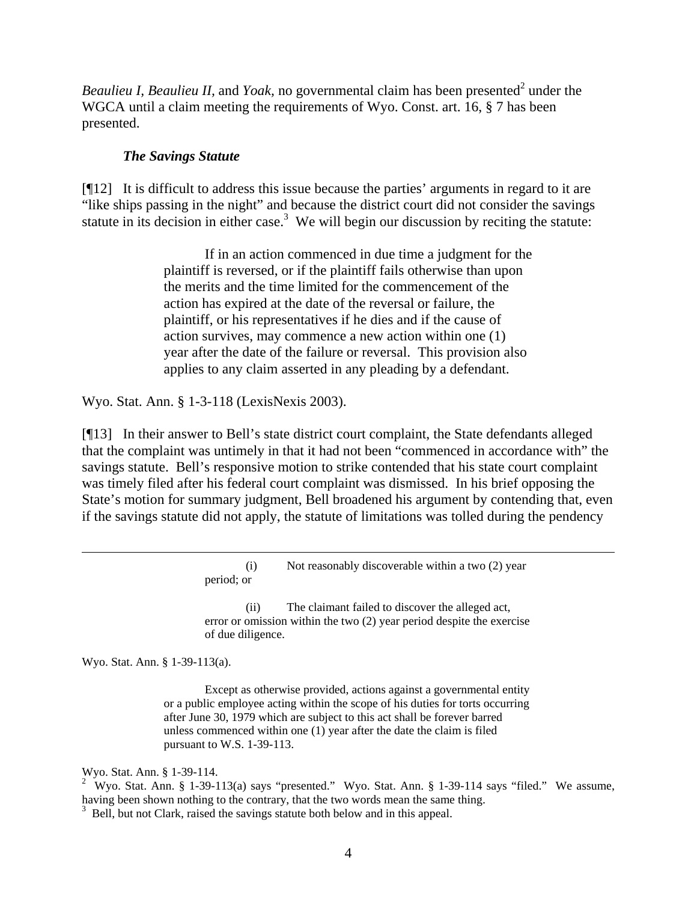*Beaulieu I*, *Beaulieu II*, and *Yoak*, no governmental claim has been presented[2] under the WGCA until a claim meeting the requirements of Wyo. Const. art. 16, § 7 has been presented.

### *The Savings Statute*

[¶12] It is difficult to address this issue because the parties' arguments in regard to it are "like ships passing in the night" and because the district court did not consider the savings statute in its decision in either case.[3] We will begin our discussion by reciting the statute:

> If in an action commenced in due time a judgment for the plaintiff is reversed, or if the plaintiff fails otherwise than upon the merits and the time limited for the commencement of the action has expired at the date of the reversal or failure, the plaintiff, or his representatives if he dies and if the cause of action survives, may commence a new action within one (1) year after the date of the failure or reversal. This provision also applies to any claim asserted in any pleading by a defendant.

Wyo. Stat. Ann. § 1-3-118 (LexisNexis 2003).

[¶13] In their answer to Bell's state district court complaint, the State defendants alleged that the complaint was untimely in that it had not been "commenced in accordance with" the savings statute. Bell's responsive motion to strike contended that his state court complaint was timely filed after his federal court complaint was dismissed. In his brief opposing the State's motion for summary judgment, Bell broadened his argument by contending that, even if the savings statute did not apply, the statute of limitations was tolled during the pendency

---

> (i) Not reasonably discoverable within a two (2) year period; or
>
> (ii) The claimant failed to discover the alleged act, error or omission within the two (2) year period despite the exercise of due diligence.

Wyo. Stat. Ann. § 1-39-113(a).

> Except as otherwise provided, actions against a governmental entity or a public employee acting within the scope of his duties for torts occurring after June 30, 1979 which are subject to this act shall be forever barred unless commenced within one (1) year after the date the claim is filed pursuant to W.S. 1-39-113.

Wyo. Stat. Ann. § 1-39-114.

[2] Wyo. Stat. Ann. § 1-39-113(a) says "presented." Wyo. Stat. Ann. § 1-39-114 says "filed." We assume, having been shown nothing to the contrary, that the two words mean the same thing.

[3] Bell, but not Clark, raised the savings statute both below and in this appeal.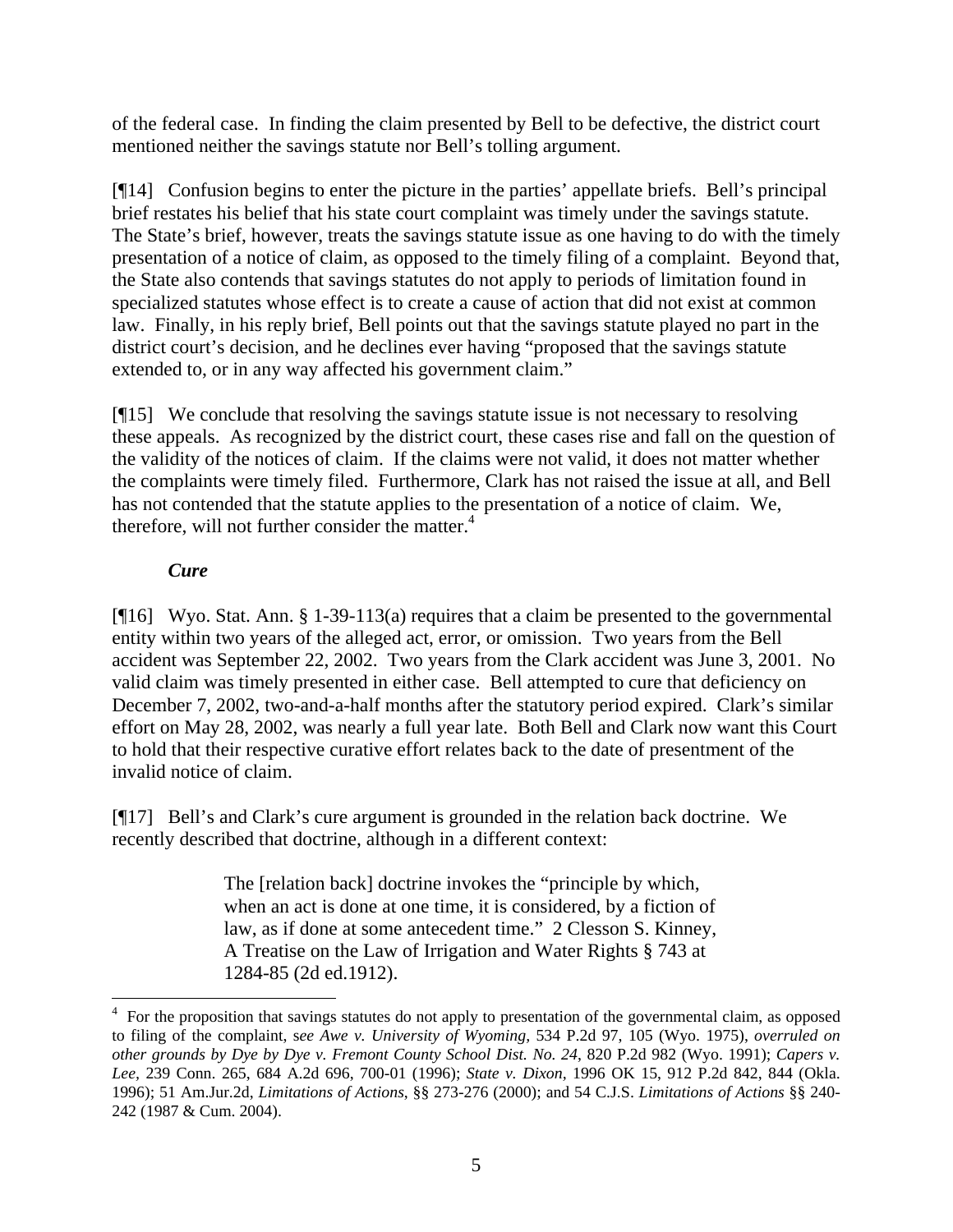of the federal case. In finding the claim presented by Bell to be defective, the district court mentioned neither the savings statute nor Bell's tolling argument.

[¶14] Confusion begins to enter the picture in the parties' appellate briefs. Bell's principal brief restates his belief that his state court complaint was timely under the savings statute. The State's brief, however, treats the savings statute issue as one having to do with the timely presentation of a notice of claim, as opposed to the timely filing of a complaint. Beyond that, the State also contends that savings statutes do not apply to periods of limitation found in specialized statutes whose effect is to create a cause of action that did not exist at common law. Finally, in his reply brief, Bell points out that the savings statute played no part in the district court's decision, and he declines ever having "proposed that the savings statute extended to, or in any way affected his government claim."

[¶15] We conclude that resolving the savings statute issue is not necessary to resolving these appeals. As recognized by the district court, these cases rise and fall on the question of the validity of the notices of claim. If the claims were not valid, it does not matter whether the complaints were timely filed. Furthermore, Clark has not raised the issue at all, and Bell has not contended that the statute applies to the presentation of a notice of claim. We, therefore, will not further consider the matter.[4]

***Cure***

[¶16] Wyo. Stat. Ann. § 1-39-113(a) requires that a claim be presented to the governmental entity within two years of the alleged act, error, or omission. Two years from the Bell accident was September 22, 2002. Two years from the Clark accident was June 3, 2001. No valid claim was timely presented in either case. Bell attempted to cure that deficiency on December 7, 2002, two-and-a-half months after the statutory period expired. Clark's similar effort on May 28, 2002, was nearly a full year late. Both Bell and Clark now want this Court to hold that their respective curative effort relates back to the date of presentment of the invalid notice of claim.

[¶17] Bell's and Clark's cure argument is grounded in the relation back doctrine. We recently described that doctrine, although in a different context:

> The [relation back] doctrine invokes the "principle by which, when an act is done at one time, it is considered, by a fiction of law, as if done at some antecedent time." 2 Clesson S. Kinney, A Treatise on the Law of Irrigation and Water Rights § 743 at 1284-85 (2d ed.1912).

[4] For the proposition that savings statutes do not apply to presentation of the governmental claim, as opposed to filing of the complaint, s*ee Awe v. University of Wyoming*, 534 P.2d 97, 105 (Wyo. 1975), *overruled on other grounds by Dye by Dye v. Fremont County School Dist. No. 24*, 820 P.2d 982 (Wyo. 1991); *Capers v. Lee*, 239 Conn. 265, 684 A.2d 696, 700-01 (1996); *State v. Dixon*, 1996 OK 15, 912 P.2d 842, 844 (Okla. 1996); 51 Am.Jur.2d, *Limitations of Actions*, §§ 273-276 (2000); and 54 C.J.S. *Limitations of Actions* §§ 240-242 (1987 & Cum. 2004).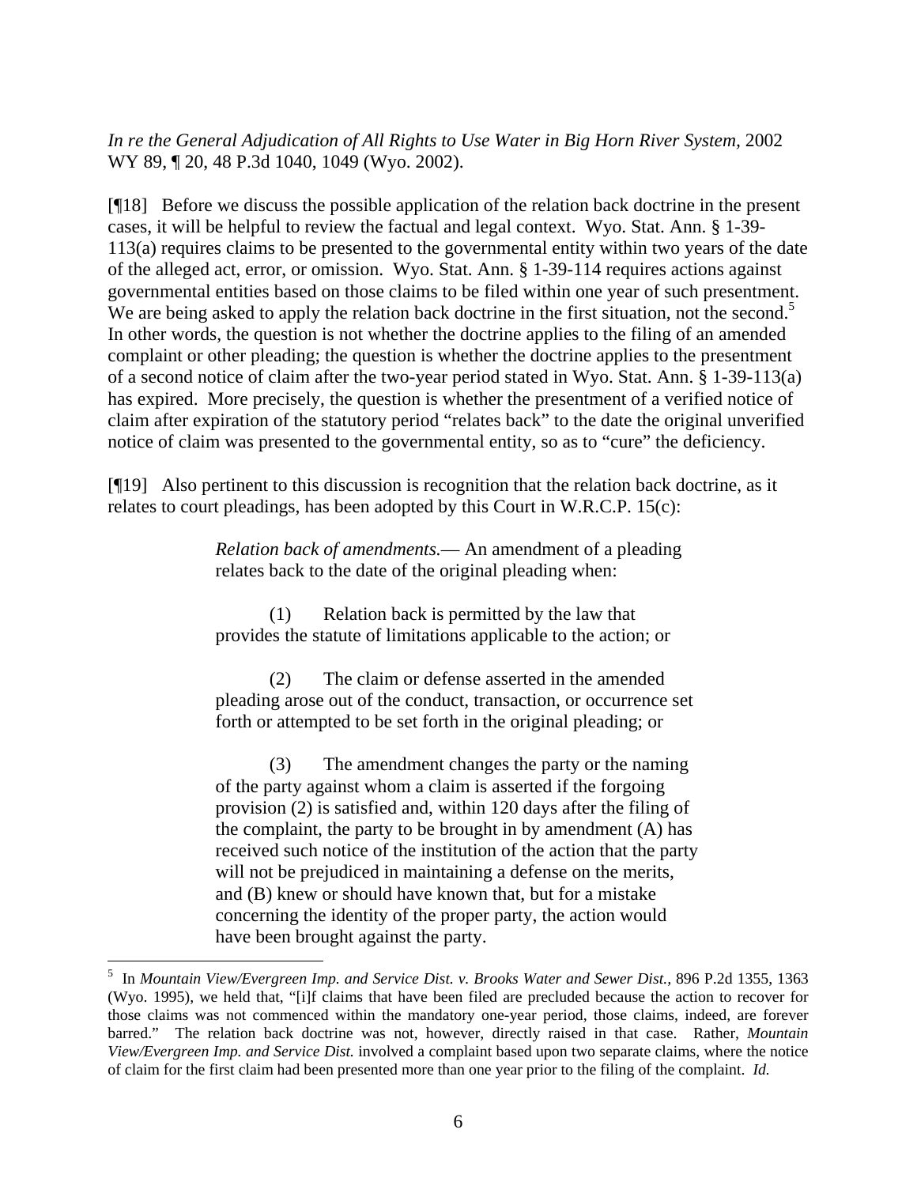*In re the General Adjudication of All Rights to Use Water in Big Horn River System*, 2002 WY 89, ¶ 20, 48 P.3d 1040, 1049 (Wyo. 2002).

[¶18] Before we discuss the possible application of the relation back doctrine in the present cases, it will be helpful to review the factual and legal context. Wyo. Stat. Ann. § 1-39-113(a) requires claims to be presented to the governmental entity within two years of the date of the alleged act, error, or omission. Wyo. Stat. Ann. § 1-39-114 requires actions against governmental entities based on those claims to be filed within one year of such presentment. We are being asked to apply the relation back doctrine in the first situation, not the second.[5] In other words, the question is not whether the doctrine applies to the filing of an amended complaint or other pleading; the question is whether the doctrine applies to the presentment of a second notice of claim after the two-year period stated in Wyo. Stat. Ann. § 1-39-113(a) has expired. More precisely, the question is whether the presentment of a verified notice of claim after expiration of the statutory period "relates back" to the date the original unverified notice of claim was presented to the governmental entity, so as to "cure" the deficiency.

[¶19] Also pertinent to this discussion is recognition that the relation back doctrine, as it relates to court pleadings, has been adopted by this Court in W.R.C.P. 15(c):

> *Relation back of amendments.*— An amendment of a pleading relates back to the date of the original pleading when:
>
> (1) Relation back is permitted by the law that provides the statute of limitations applicable to the action; or
>
> (2) The claim or defense asserted in the amended pleading arose out of the conduct, transaction, or occurrence set forth or attempted to be set forth in the original pleading; or
>
> (3) The amendment changes the party or the naming of the party against whom a claim is asserted if the forgoing provision (2) is satisfied and, within 120 days after the filing of the complaint, the party to be brought in by amendment (A) has received such notice of the institution of the action that the party will not be prejudiced in maintaining a defense on the merits, and (B) knew or should have known that, but for a mistake concerning the identity of the proper party, the action would have been brought against the party.

---

[5] In *Mountain View/Evergreen Imp. and Service Dist. v. Brooks Water and Sewer Dist.*, 896 P.2d 1355, 1363 (Wyo. 1995), we held that, "[i]f claims that have been filed are precluded because the action to recover for those claims was not commenced within the mandatory one-year period, those claims, indeed, are forever barred." The relation back doctrine was not, however, directly raised in that case. Rather, *Mountain View/Evergreen Imp. and Service Dist.* involved a complaint based upon two separate claims, where the notice of claim for the first claim had been presented more than one year prior to the filing of the complaint. *Id.*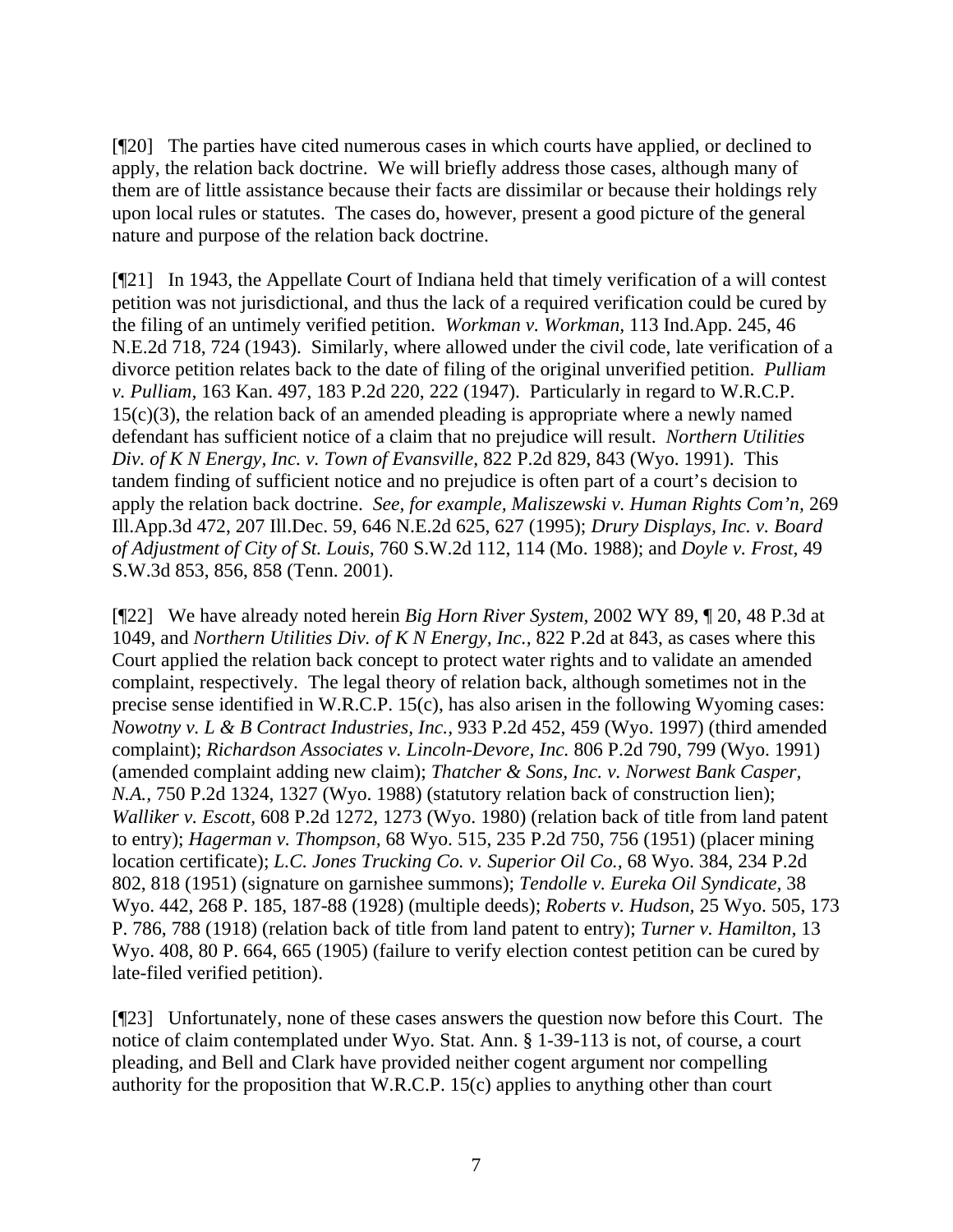[¶20] The parties have cited numerous cases in which courts have applied, or declined to apply, the relation back doctrine. We will briefly address those cases, although many of them are of little assistance because their facts are dissimilar or because their holdings rely upon local rules or statutes. The cases do, however, present a good picture of the general nature and purpose of the relation back doctrine.

[¶21] In 1943, the Appellate Court of Indiana held that timely verification of a will contest petition was not jurisdictional, and thus the lack of a required verification could be cured by the filing of an untimely verified petition. *Workman v. Workman*, 113 Ind.App. 245, 46 N.E.2d 718, 724 (1943). Similarly, where allowed under the civil code, late verification of a divorce petition relates back to the date of filing of the original unverified petition. *Pulliam v. Pulliam*, 163 Kan. 497, 183 P.2d 220, 222 (1947). Particularly in regard to W.R.C.P. 15(c)(3), the relation back of an amended pleading is appropriate where a newly named defendant has sufficient notice of a claim that no prejudice will result. *Northern Utilities Div. of K N Energy, Inc. v. Town of Evansville*, 822 P.2d 829, 843 (Wyo. 1991). This tandem finding of sufficient notice and no prejudice is often part of a court's decision to apply the relation back doctrine. *See, for example, Maliszewski v. Human Rights Com'n,* 269 Ill.App.3d 472, 207 Ill.Dec. 59, 646 N.E.2d 625, 627 (1995); *Drury Displays, Inc. v. Board of Adjustment of City of St. Louis*, 760 S.W.2d 112, 114 (Mo. 1988); and *Doyle v. Frost*, 49 S.W.3d 853, 856, 858 (Tenn. 2001).

[¶22] We have already noted herein *Big Horn River System*, 2002 WY 89, ¶ 20, 48 P.3d at 1049, and *Northern Utilities Div. of K N Energy, Inc.,* 822 P.2d at 843, as cases where this Court applied the relation back concept to protect water rights and to validate an amended complaint, respectively. The legal theory of relation back, although sometimes not in the precise sense identified in W.R.C.P. 15(c), has also arisen in the following Wyoming cases: *Nowotny v. L & B Contract Industries, Inc.,* 933 P.2d 452, 459 (Wyo. 1997) (third amended complaint); *Richardson Associates v. Lincoln-Devore, Inc.* 806 P.2d 790, 799 (Wyo. 1991) (amended complaint adding new claim); *Thatcher & Sons, Inc. v. Norwest Bank Casper, N.A.,* 750 P.2d 1324, 1327 (Wyo. 1988) (statutory relation back of construction lien); *Walliker v. Escott,* 608 P.2d 1272, 1273 (Wyo. 1980) (relation back of title from land patent to entry); *Hagerman v. Thompson,* 68 Wyo. 515, 235 P.2d 750, 756 (1951) (placer mining location certificate); *L.C. Jones Trucking Co. v. Superior Oil Co.,* 68 Wyo. 384, 234 P.2d 802, 818 (1951) (signature on garnishee summons); *Tendolle v. Eureka Oil Syndicate,* 38 Wyo. 442, 268 P. 185, 187-88 (1928) (multiple deeds); *Roberts v. Hudson,* 25 Wyo. 505, 173 P. 786, 788 (1918) (relation back of title from land patent to entry); *Turner v. Hamilton,* 13 Wyo. 408, 80 P. 664, 665 (1905) (failure to verify election contest petition can be cured by late-filed verified petition).

[¶23] Unfortunately, none of these cases answers the question now before this Court. The notice of claim contemplated under Wyo. Stat. Ann. § 1-39-113 is not, of course, a court pleading, and Bell and Clark have provided neither cogent argument nor compelling authority for the proposition that W.R.C.P. 15(c) applies to anything other than court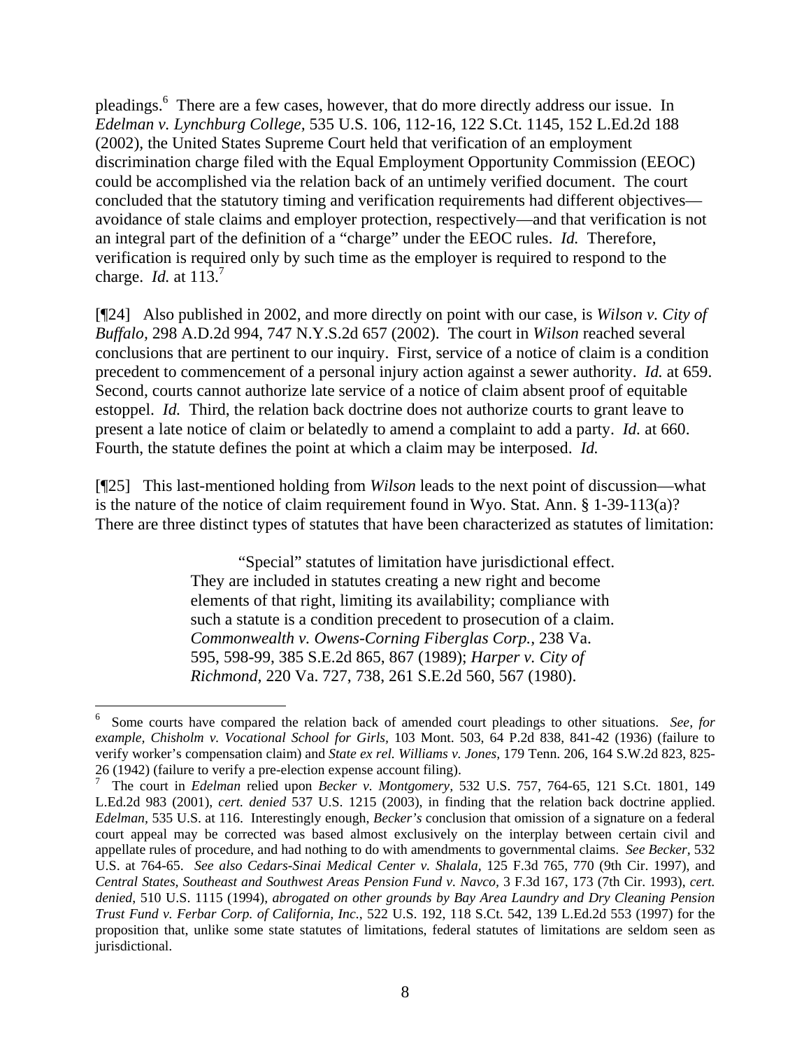pleadings.[6] There are a few cases, however, that do more directly address our issue. In *Edelman v. Lynchburg College*, 535 U.S. 106, 112-16, 122 S.Ct. 1145, 152 L.Ed.2d 188 (2002), the United States Supreme Court held that verification of an employment discrimination charge filed with the Equal Employment Opportunity Commission (EEOC) could be accomplished via the relation back of an untimely verified document. The court concluded that the statutory timing and verification requirements had different objectives—avoidance of stale claims and employer protection, respectively—and that verification is not an integral part of the definition of a "charge" under the EEOC rules. *Id.* Therefore, verification is required only by such time as the employer is required to respond to the charge. *Id.* at 113.[7]

[¶24] Also published in 2002, and more directly on point with our case, is *Wilson v. City of Buffalo*, 298 A.D.2d 994, 747 N.Y.S.2d 657 (2002). The court in *Wilson* reached several conclusions that are pertinent to our inquiry. First, service of a notice of claim is a condition precedent to commencement of a personal injury action against a sewer authority. *Id.* at 659. Second, courts cannot authorize late service of a notice of claim absent proof of equitable estoppel. *Id.* Third, the relation back doctrine does not authorize courts to grant leave to present a late notice of claim or belatedly to amend a complaint to add a party. *Id.* at 660. Fourth, the statute defines the point at which a claim may be interposed. *Id.*

[¶25] This last-mentioned holding from *Wilson* leads to the next point of discussion—what is the nature of the notice of claim requirement found in Wyo. Stat. Ann. § 1-39-113(a)? There are three distinct types of statutes that have been characterized as statutes of limitation:

> "Special" statutes of limitation have jurisdictional effect. They are included in statutes creating a new right and become elements of that right, limiting its availability; compliance with such a statute is a condition precedent to prosecution of a claim. *Commonwealth v. Owens-Corning Fiberglas Corp.*, 238 Va. 595, 598-99, 385 S.E.2d 865, 867 (1989); *Harper v. City of Richmond*, 220 Va. 727, 738, 261 S.E.2d 560, 567 (1980).

---

[6] Some courts have compared the relation back of amended court pleadings to other situations. *See, for example, Chisholm v. Vocational School for Girls*, 103 Mont. 503, 64 P.2d 838, 841-42 (1936) (failure to verify worker's compensation claim) and *State ex rel. Williams v. Jones*, 179 Tenn. 206, 164 S.W.2d 823, 825-26 (1942) (failure to verify a pre-election expense account filing).

[7] The court in *Edelman* relied upon *Becker v. Montgomery*, 532 U.S. 757, 764-65, 121 S.Ct. 1801, 149 L.Ed.2d 983 (2001), *cert. denied* 537 U.S. 1215 (2003), in finding that the relation back doctrine applied. *Edelman*, 535 U.S. at 116. Interestingly enough, *Becker's* conclusion that omission of a signature on a federal court appeal may be corrected was based almost exclusively on the interplay between certain civil and appellate rules of procedure, and had nothing to do with amendments to governmental claims. *See Becker*, 532 U.S. at 764-65. *See also Cedars-Sinai Medical Center v. Shalala*, 125 F.3d 765, 770 (9th Cir. 1997), and *Central States, Southeast and Southwest Areas Pension Fund v. Navco*, 3 F.3d 167, 173 (7th Cir. 1993), *cert. denied*, 510 U.S. 1115 (1994), *abrogated on other grounds by Bay Area Laundry and Dry Cleaning Pension Trust Fund v. Ferbar Corp. of California, Inc.*, 522 U.S. 192, 118 S.Ct. 542, 139 L.Ed.2d 553 (1997) for the proposition that, unlike some state statutes of limitations, federal statutes of limitations are seldom seen as jurisdictional.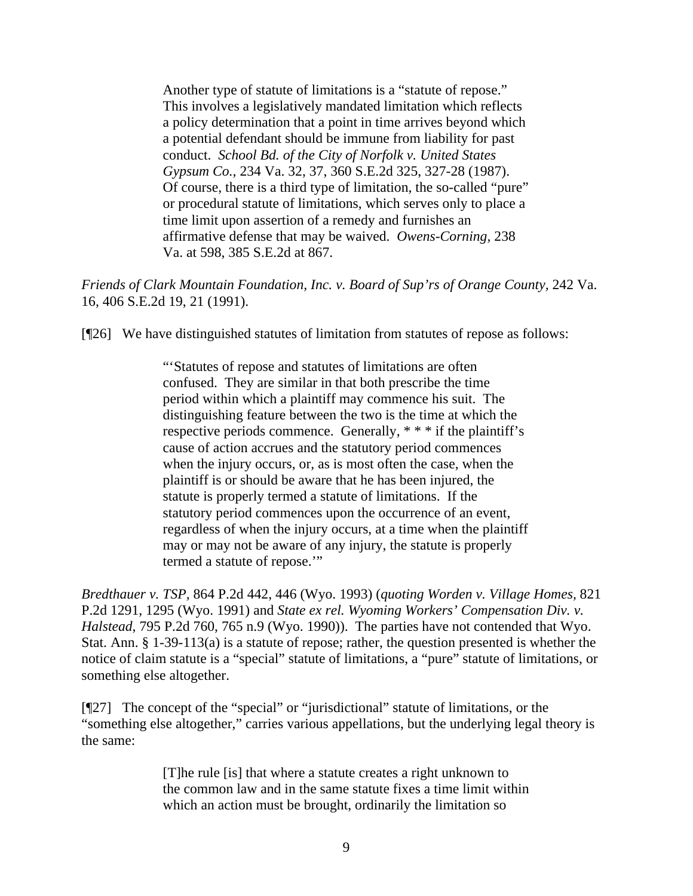> Another type of statute of limitations is a "statute of repose." This involves a legislatively mandated limitation which reflects a policy determination that a point in time arrives beyond which a potential defendant should be immune from liability for past conduct. *School Bd. of the City of Norfolk v. United States Gypsum Co.*, 234 Va. 32, 37, 360 S.E.2d 325, 327-28 (1987). Of course, there is a third type of limitation, the so-called "pure" or procedural statute of limitations, which serves only to place a time limit upon assertion of a remedy and furnishes an affirmative defense that may be waived. *Owens-Corning*, 238 Va. at 598, 385 S.E.2d at 867.

*Friends of Clark Mountain Foundation, Inc. v. Board of Sup'rs of Orange County*, 242 Va. 16, 406 S.E.2d 19, 21 (1991).

[¶26] We have distinguished statutes of limitation from statutes of repose as follows:

> "'Statutes of repose and statutes of limitations are often confused. They are similar in that both prescribe the time period within which a plaintiff may commence his suit. The distinguishing feature between the two is the time at which the respective periods commence. Generally, * * * if the plaintiff's cause of action accrues and the statutory period commences when the injury occurs, or, as is most often the case, when the plaintiff is or should be aware that he has been injured, the statute is properly termed a statute of limitations. If the statutory period commences upon the occurrence of an event, regardless of when the injury occurs, at a time when the plaintiff may or may not be aware of any injury, the statute is properly termed a statute of repose.'"

*Bredthauer v. TSP*, 864 P.2d 442, 446 (Wyo. 1993) (*quoting Worden v. Village Homes*, 821 P.2d 1291, 1295 (Wyo. 1991) and *State ex rel. Wyoming Workers' Compensation Div. v. Halstead*, 795 P.2d 760, 765 n.9 (Wyo. 1990)). The parties have not contended that Wyo. Stat. Ann. § 1-39-113(a) is a statute of repose; rather, the question presented is whether the notice of claim statute is a "special" statute of limitations, a "pure" statute of limitations, or something else altogether.

[¶27] The concept of the "special" or "jurisdictional" statute of limitations, or the "something else altogether," carries various appellations, but the underlying legal theory is the same:

> [T]he rule [is] that where a statute creates a right unknown to the common law and in the same statute fixes a time limit within which an action must be brought, ordinarily the limitation so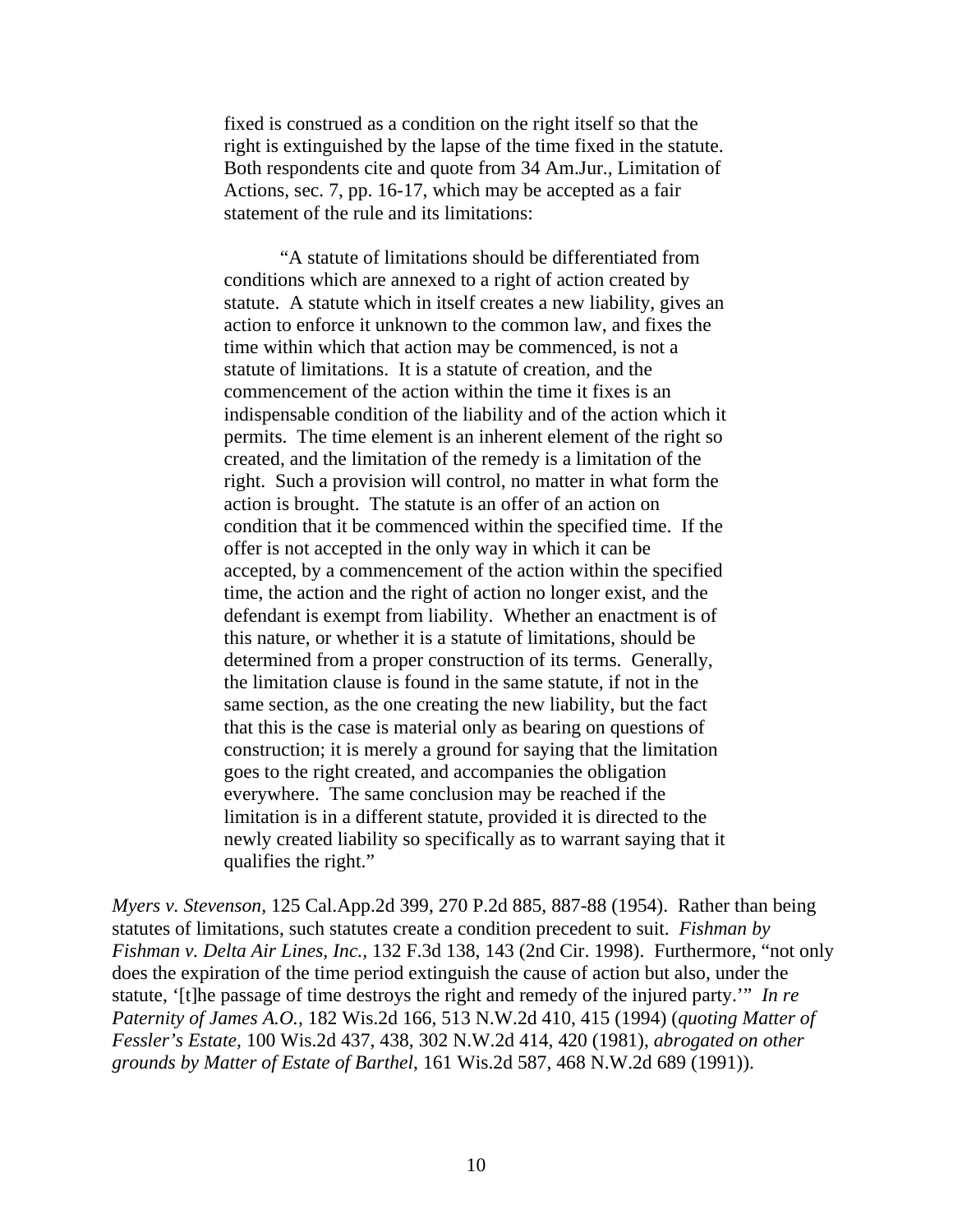> fixed is construed as a condition on the right itself so that the right is extinguished by the lapse of the time fixed in the statute. Both respondents cite and quote from 34 Am.Jur., Limitation of Actions, sec. 7, pp. 16-17, which may be accepted as a fair statement of the rule and its limitations:
>
> > "A statute of limitations should be differentiated from conditions which are annexed to a right of action created by statute. A statute which in itself creates a new liability, gives an action to enforce it unknown to the common law, and fixes the time within which that action may be commenced, is not a statute of limitations. It is a statute of creation, and the commencement of the action within the time it fixes is an indispensable condition of the liability and of the action which it permits. The time element is an inherent element of the right so created, and the limitation of the remedy is a limitation of the right. Such a provision will control, no matter in what form the action is brought. The statute is an offer of an action on condition that it be commenced within the specified time. If the offer is not accepted in the only way in which it can be accepted, by a commencement of the action within the specified time, the action and the right of action no longer exist, and the defendant is exempt from liability. Whether an enactment is of this nature, or whether it is a statute of limitations, should be determined from a proper construction of its terms. Generally, the limitation clause is found in the same statute, if not in the same section, as the one creating the new liability, but the fact that this is the case is material only as bearing on questions of construction; it is merely a ground for saying that the limitation goes to the right created, and accompanies the obligation everywhere. The same conclusion may be reached if the limitation is in a different statute, provided it is directed to the newly created liability so specifically as to warrant saying that it qualifies the right."

*Myers v. Stevenson*, 125 Cal.App.2d 399, 270 P.2d 885, 887-88 (1954). Rather than being statutes of limitations, such statutes create a condition precedent to suit. *Fishman by Fishman v. Delta Air Lines, Inc.*, 132 F.3d 138, 143 (2nd Cir. 1998). Furthermore, "not only does the expiration of the time period extinguish the cause of action but also, under the statute, '[t]he passage of time destroys the right and remedy of the injured party.'" *In re Paternity of James A.O.*, 182 Wis.2d 166, 513 N.W.2d 410, 415 (1994) (*quoting Matter of Fessler's Estate*, 100 Wis.2d 437, 438, 302 N.W.2d 414, 420 (1981), *abrogated on other grounds by Matter of Estate of Barthel*, 161 Wis.2d 587, 468 N.W.2d 689 (1991)).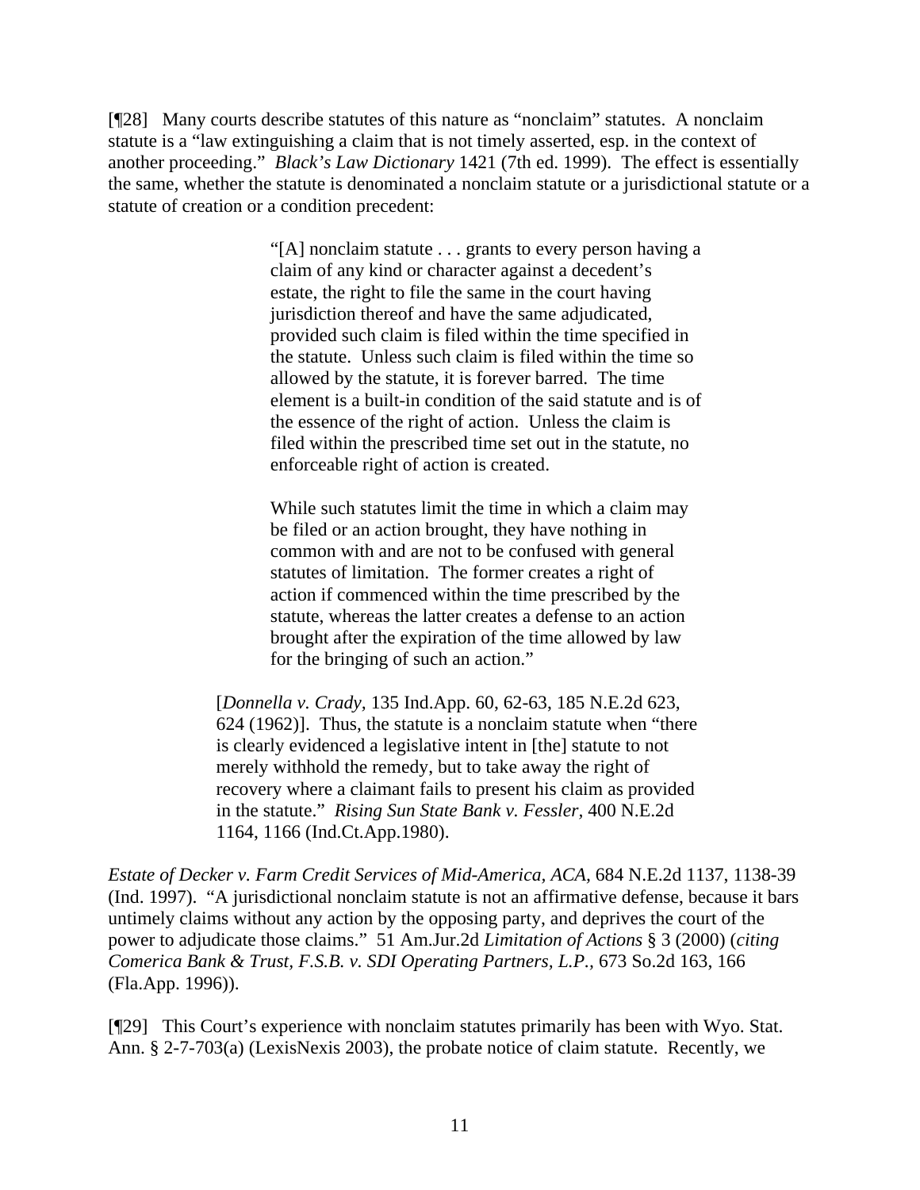[¶28] Many courts describe statutes of this nature as "nonclaim" statutes. A nonclaim statute is a "law extinguishing a claim that is not timely asserted, esp. in the context of another proceeding." *Black's Law Dictionary* 1421 (7th ed. 1999). The effect is essentially the same, whether the statute is denominated a nonclaim statute or a jurisdictional statute or a statute of creation or a condition precedent:

> > "[A] nonclaim statute . . . grants to every person having a claim of any kind or character against a decedent's estate, the right to file the same in the court having jurisdiction thereof and have the same adjudicated, provided such claim is filed within the time specified in the statute. Unless such claim is filed within the time so allowed by the statute, it is forever barred. The time element is a built-in condition of the said statute and is of the essence of the right of action. Unless the claim is filed within the prescribed time set out in the statute, no enforceable right of action is created.
> >
> > While such statutes limit the time in which a claim may be filed or an action brought, they have nothing in common with and are not to be confused with general statutes of limitation. The former creates a right of action if commenced within the time prescribed by the statute, whereas the latter creates a defense to an action brought after the expiration of the time allowed by law for the bringing of such an action."
>
> [*Donnella v. Crady,* 135 Ind.App. 60, 62-63, 185 N.E.2d 623, 624 (1962)]. Thus, the statute is a nonclaim statute when "there is clearly evidenced a legislative intent in [the] statute to not merely withhold the remedy, but to take away the right of recovery where a claimant fails to present his claim as provided in the statute." *Rising Sun State Bank v. Fessler,* 400 N.E.2d 1164, 1166 (Ind.Ct.App.1980).

*Estate of Decker v. Farm Credit Services of Mid-America, ACA,* 684 N.E.2d 1137, 1138-39 (Ind. 1997). "A jurisdictional nonclaim statute is not an affirmative defense, because it bars untimely claims without any action by the opposing party, and deprives the court of the power to adjudicate those claims." 51 Am.Jur.2d *Limitation of Actions* § 3 (2000) (*citing Comerica Bank & Trust, F.S.B. v. SDI Operating Partners, L.P.,* 673 So.2d 163, 166 (Fla.App. 1996)).

[¶29] This Court's experience with nonclaim statutes primarily has been with Wyo. Stat. Ann. § 2-7-703(a) (LexisNexis 2003), the probate notice of claim statute. Recently, we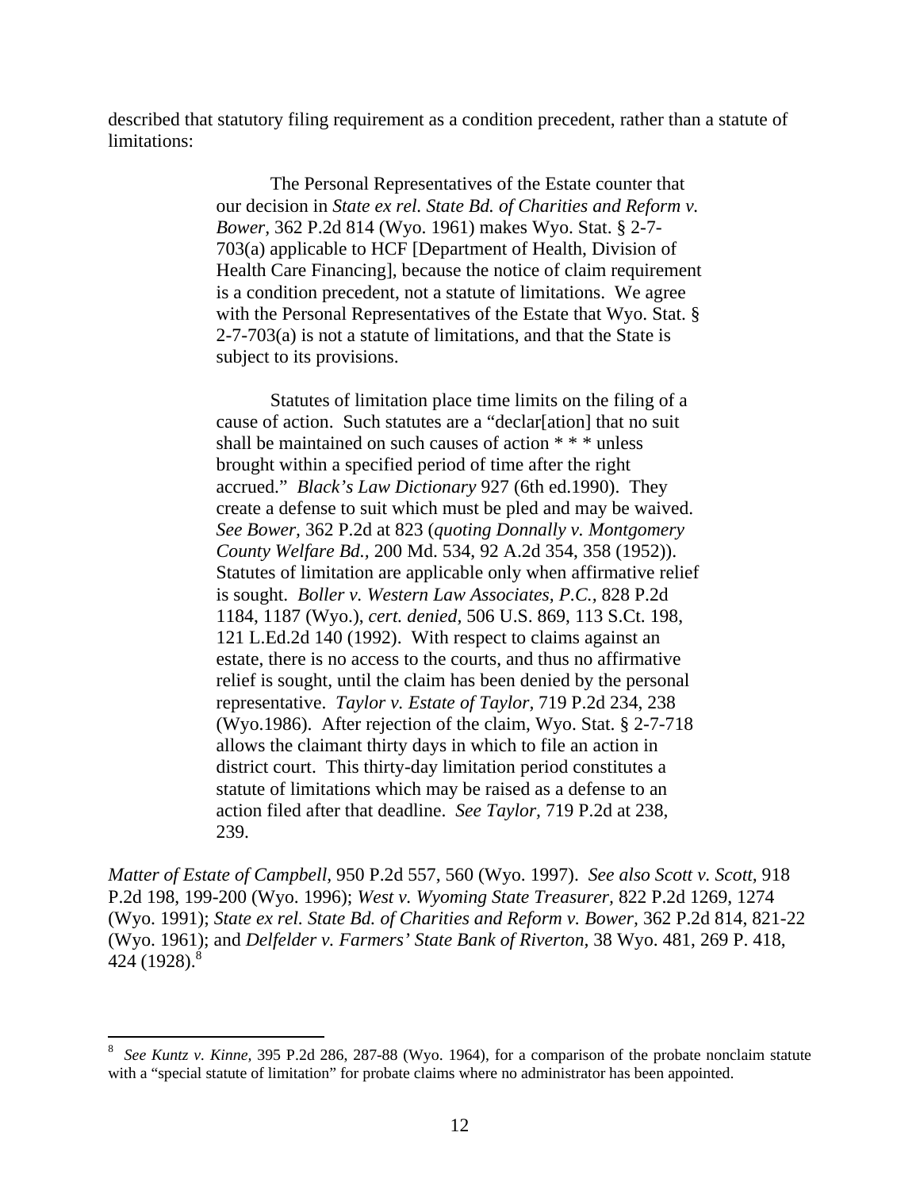described that statutory filing requirement as a condition precedent, rather than a statute of limitations:

> The Personal Representatives of the Estate counter that our decision in *State ex rel. State Bd. of Charities and Reform v. Bower,* 362 P.2d 814 (Wyo. 1961) makes Wyo. Stat. § 2-7-703(a) applicable to HCF [Department of Health, Division of Health Care Financing], because the notice of claim requirement is a condition precedent, not a statute of limitations. We agree with the Personal Representatives of the Estate that Wyo. Stat. § 2-7-703(a) is not a statute of limitations, and that the State is subject to its provisions.
>
> Statutes of limitation place time limits on the filing of a cause of action. Such statutes are a "declar[ation] that no suit shall be maintained on such causes of action * * * unless brought within a specified period of time after the right accrued." *Black's Law Dictionary* 927 (6th ed.1990). They create a defense to suit which must be pled and may be waived. *See Bower,* 362 P.2d at 823 (*quoting Donnally v. Montgomery County Welfare Bd.,* 200 Md. 534, 92 A.2d 354, 358 (1952)). Statutes of limitation are applicable only when affirmative relief is sought. *Boller v. Western Law Associates, P.C.,* 828 P.2d 1184, 1187 (Wyo.), *cert. denied,* 506 U.S. 869, 113 S.Ct. 198, 121 L.Ed.2d 140 (1992). With respect to claims against an estate, there is no access to the courts, and thus no affirmative relief is sought, until the claim has been denied by the personal representative. *Taylor v. Estate of Taylor,* 719 P.2d 234, 238 (Wyo.1986). After rejection of the claim, Wyo. Stat. § 2-7-718 allows the claimant thirty days in which to file an action in district court. This thirty-day limitation period constitutes a statute of limitations which may be raised as a defense to an action filed after that deadline. *See Taylor,* 719 P.2d at 238, 239.

*Matter of Estate of Campbell,* 950 P.2d 557, 560 (Wyo. 1997). *See also Scott v. Scott,* 918 P.2d 198, 199-200 (Wyo. 1996); *West v. Wyoming State Treasurer,* 822 P.2d 1269, 1274 (Wyo. 1991); *State ex rel. State Bd. of Charities and Reform v. Bower,* 362 P.2d 814, 821-22 (Wyo. 1961); and *Delfelder v. Farmers' State Bank of Riverton*, 38 Wyo. 481, 269 P. 418, 424 (1928).[8]

---

[8] *See Kuntz v. Kinne,* 395 P.2d 286, 287-88 (Wyo. 1964), for a comparison of the probate nonclaim statute with a "special statute of limitation" for probate claims where no administrator has been appointed.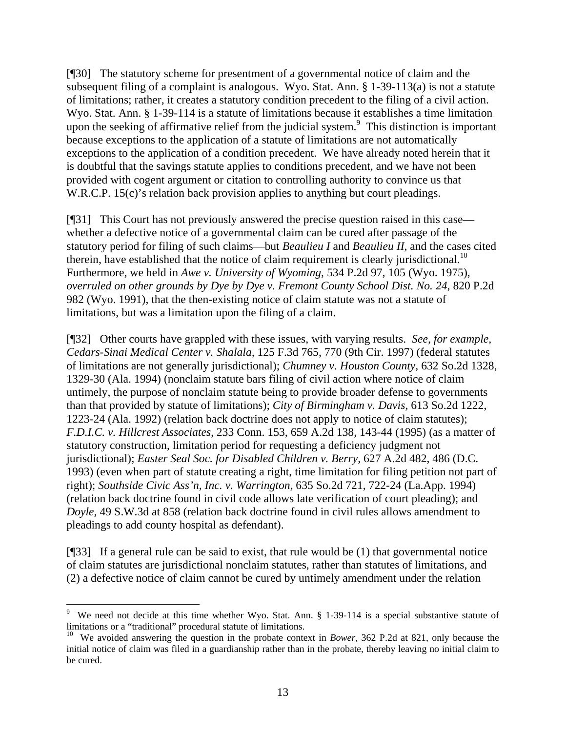[¶30] The statutory scheme for presentment of a governmental notice of claim and the subsequent filing of a complaint is analogous. Wyo. Stat. Ann. § 1-39-113(a) is not a statute of limitations; rather, it creates a statutory condition precedent to the filing of a civil action. Wyo. Stat. Ann. § 1-39-114 is a statute of limitations because it establishes a time limitation upon the seeking of affirmative relief from the judicial system.[9] This distinction is important because exceptions to the application of a statute of limitations are not automatically exceptions to the application of a condition precedent. We have already noted herein that it is doubtful that the savings statute applies to conditions precedent, and we have not been provided with cogent argument or citation to controlling authority to convince us that W.R.C.P. 15(c)'s relation back provision applies to anything but court pleadings.

[¶31] This Court has not previously answered the precise question raised in this case—whether a defective notice of a governmental claim can be cured after passage of the statutory period for filing of such claims—but *Beaulieu I* and *Beaulieu II*, and the cases cited therein, have established that the notice of claim requirement is clearly jurisdictional.[10] Furthermore, we held in *Awe v. University of Wyoming,* 534 P.2d 97, 105 (Wyo. 1975), *overruled on other grounds by Dye by Dye v. Fremont County School Dist. No. 24*, 820 P.2d 982 (Wyo. 1991), that the then-existing notice of claim statute was not a statute of limitations, but was a limitation upon the filing of a claim.

[¶32] Other courts have grappled with these issues, with varying results. *See, for example, Cedars-Sinai Medical Center v. Shalala,* 125 F.3d 765, 770 (9th Cir. 1997) (federal statutes of limitations are not generally jurisdictional); *Chumney v. Houston County,* 632 So.2d 1328, 1329-30 (Ala. 1994) (nonclaim statute bars filing of civil action where notice of claim untimely, the purpose of nonclaim statute being to provide broader defense to governments than that provided by statute of limitations); *City of Birmingham v. Davis*, 613 So.2d 1222, 1223-24 (Ala. 1992) (relation back doctrine does not apply to notice of claim statutes); *F.D.I.C. v. Hillcrest Associates,* 233 Conn. 153, 659 A.2d 138, 143-44 (1995) (as a matter of statutory construction, limitation period for requesting a deficiency judgment not jurisdictional); *Easter Seal Soc. for Disabled Children v. Berry*, 627 A.2d 482, 486 (D.C. 1993) (even when part of statute creating a right, time limitation for filing petition not part of right); *Southside Civic Ass'n, Inc. v. Warrington,* 635 So.2d 721, 722-24 (La.App. 1994) (relation back doctrine found in civil code allows late verification of court pleading); and *Doyle,* 49 S.W.3d at 858 (relation back doctrine found in civil rules allows amendment to pleadings to add county hospital as defendant).

[¶33] If a general rule can be said to exist, that rule would be (1) that governmental notice of claim statutes are jurisdictional nonclaim statutes, rather than statutes of limitations, and (2) a defective notice of claim cannot be cured by untimely amendment under the relation

---

[9] We need not decide at this time whether Wyo. Stat. Ann. § 1-39-114 is a special substantive statute of limitations or a "traditional" procedural statute of limitations.

[10] We avoided answering the question in the probate context in *Bower*, 362 P.2d at 821, only because the initial notice of claim was filed in a guardianship rather than in the probate, thereby leaving no initial claim to be cured.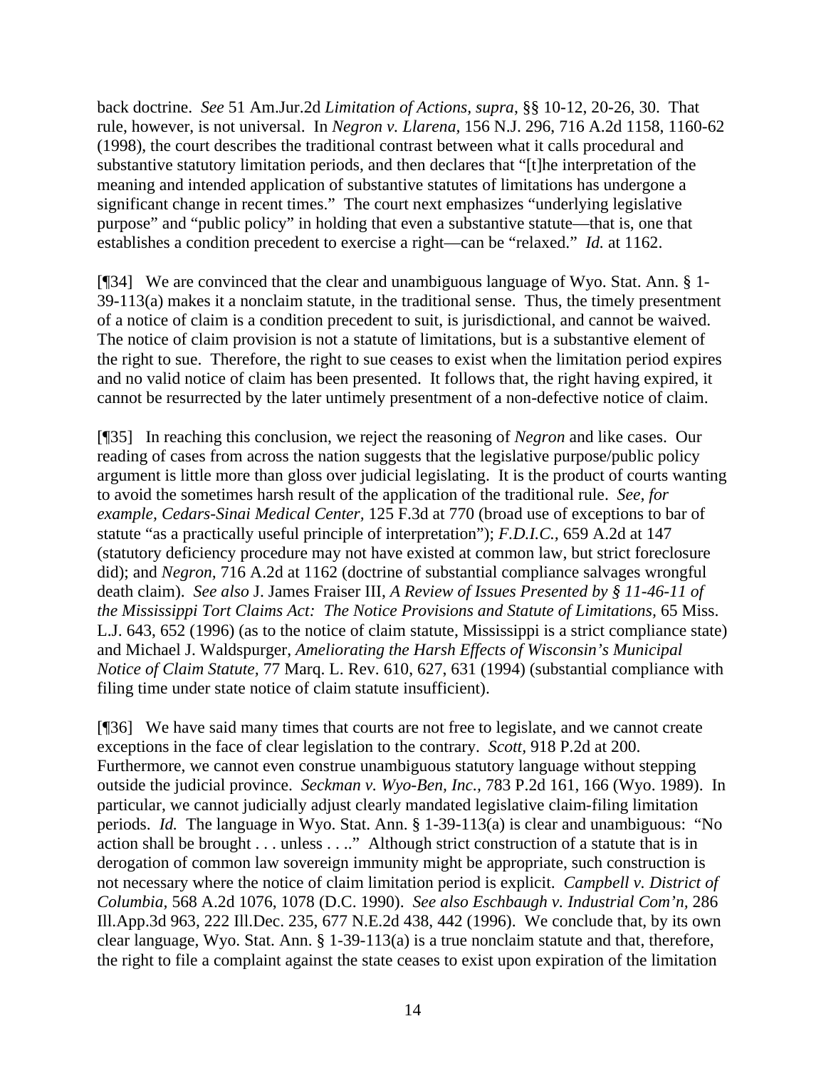back doctrine. *See* 51 Am.Jur.2d *Limitation of Actions, supra,* §§ 10-12, 20-26, 30. That rule, however, is not universal. In *Negron v. Llarena,* 156 N.J. 296, 716 A.2d 1158, 1160-62 (1998), the court describes the traditional contrast between what it calls procedural and substantive statutory limitation periods, and then declares that "[t]he interpretation of the meaning and intended application of substantive statutes of limitations has undergone a significant change in recent times." The court next emphasizes "underlying legislative purpose" and "public policy" in holding that even a substantive statute—that is, one that establishes a condition precedent to exercise a right—can be "relaxed." *Id.* at 1162.

[¶34] We are convinced that the clear and unambiguous language of Wyo. Stat. Ann. § 1-39-113(a) makes it a nonclaim statute, in the traditional sense. Thus, the timely presentment of a notice of claim is a condition precedent to suit, is jurisdictional, and cannot be waived. The notice of claim provision is not a statute of limitations, but is a substantive element of the right to sue. Therefore, the right to sue ceases to exist when the limitation period expires and no valid notice of claim has been presented. It follows that, the right having expired, it cannot be resurrected by the later untimely presentment of a non-defective notice of claim.

[¶35] In reaching this conclusion, we reject the reasoning of *Negron* and like cases. Our reading of cases from across the nation suggests that the legislative purpose/public policy argument is little more than gloss over judicial legislating. It is the product of courts wanting to avoid the sometimes harsh result of the application of the traditional rule. *See, for example, Cedars-Sinai Medical Center,* 125 F.3d at 770 (broad use of exceptions to bar of statute "as a practically useful principle of interpretation"); *F.D.I.C.,* 659 A.2d at 147 (statutory deficiency procedure may not have existed at common law, but strict foreclosure did); and *Negron,* 716 A.2d at 1162 (doctrine of substantial compliance salvages wrongful death claim). *See also* J. James Fraiser III, *A Review of Issues Presented by § 11-46-11 of the Mississippi Tort Claims Act: The Notice Provisions and Statute of Limitations,* 65 Miss. L.J. 643, 652 (1996) (as to the notice of claim statute, Mississippi is a strict compliance state) and Michael J. Waldspurger, *Ameliorating the Harsh Effects of Wisconsin's Municipal Notice of Claim Statute,* 77 Marq. L. Rev. 610, 627, 631 (1994) (substantial compliance with filing time under state notice of claim statute insufficient).

[¶36] We have said many times that courts are not free to legislate, and we cannot create exceptions in the face of clear legislation to the contrary. *Scott,* 918 P.2d at 200. Furthermore, we cannot even construe unambiguous statutory language without stepping outside the judicial province. *Seckman v. Wyo-Ben, Inc.,* 783 P.2d 161, 166 (Wyo. 1989). In particular, we cannot judicially adjust clearly mandated legislative claim-filing limitation periods. *Id.* The language in Wyo. Stat. Ann. § 1-39-113(a) is clear and unambiguous: "No action shall be brought . . . unless . . .." Although strict construction of a statute that is in derogation of common law sovereign immunity might be appropriate, such construction is not necessary where the notice of claim limitation period is explicit. *Campbell v. District of Columbia,* 568 A.2d 1076, 1078 (D.C. 1990). *See also Eschbaugh v. Industrial Com'n,* 286 Ill.App.3d 963, 222 Ill.Dec. 235, 677 N.E.2d 438, 442 (1996). We conclude that, by its own clear language, Wyo. Stat. Ann. § 1-39-113(a) is a true nonclaim statute and that, therefore, the right to file a complaint against the state ceases to exist upon expiration of the limitation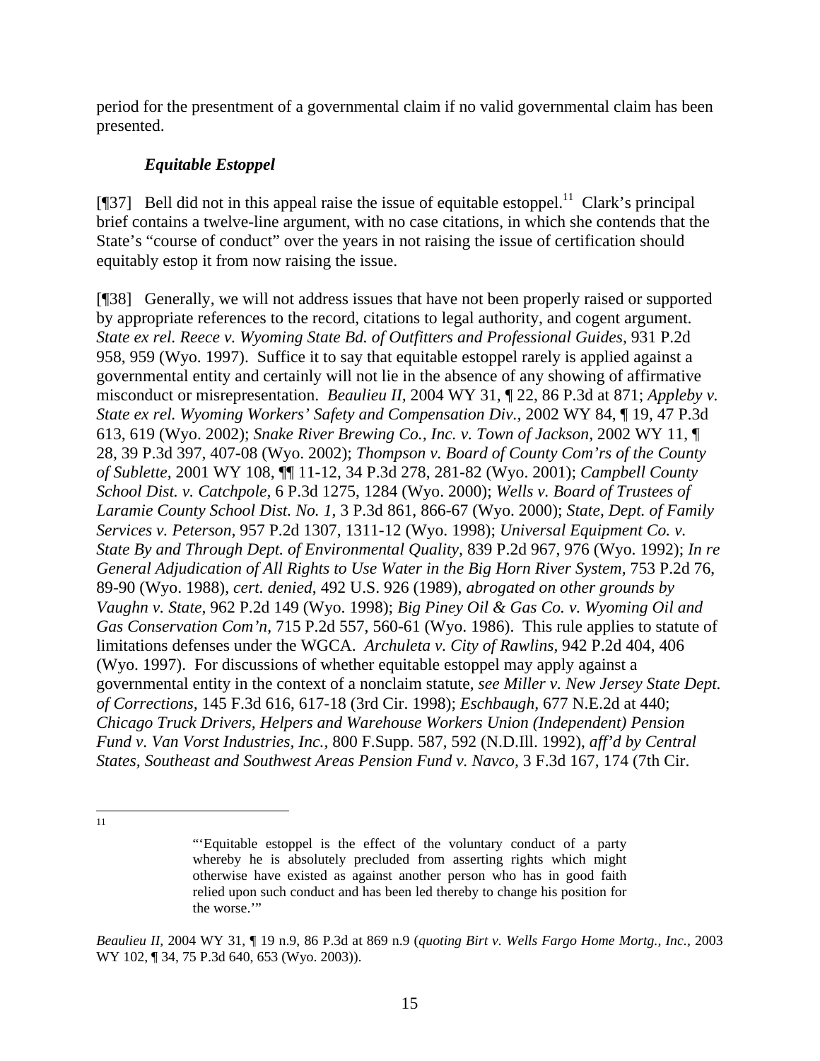period for the presentment of a governmental claim if no valid governmental claim has been presented.

### *Equitable Estoppel*

[¶37] Bell did not in this appeal raise the issue of equitable estoppel.[11] Clark's principal brief contains a twelve-line argument, with no case citations, in which she contends that the State's "course of conduct" over the years in not raising the issue of certification should equitably estop it from now raising the issue.

[¶38] Generally, we will not address issues that have not been properly raised or supported by appropriate references to the record, citations to legal authority, and cogent argument. *State ex rel. Reece v. Wyoming State Bd. of Outfitters and Professional Guides*, 931 P.2d 958, 959 (Wyo. 1997). Suffice it to say that equitable estoppel rarely is applied against a governmental entity and certainly will not lie in the absence of any showing of affirmative misconduct or misrepresentation. *Beaulieu II,* 2004 WY 31, ¶ 22, 86 P.3d at 871; *Appleby v. State ex rel. Wyoming Workers' Safety and Compensation Div.,* 2002 WY 84, ¶ 19, 47 P.3d 613, 619 (Wyo. 2002); *Snake River Brewing Co., Inc. v. Town of Jackson,* 2002 WY 11, ¶ 28, 39 P.3d 397, 407-08 (Wyo. 2002); *Thompson v. Board of County Com'rs of the County of Sublette,* 2001 WY 108, ¶¶ 11-12, 34 P.3d 278, 281-82 (Wyo. 2001); *Campbell County School Dist. v. Catchpole*, 6 P.3d 1275, 1284 (Wyo. 2000); *Wells v. Board of Trustees of Laramie County School Dist. No. 1,* 3 P.3d 861, 866-67 (Wyo. 2000); *State, Dept. of Family Services v. Peterson*, 957 P.2d 1307, 1311-12 (Wyo. 1998); *Universal Equipment Co. v. State By and Through Dept. of Environmental Quality,* 839 P.2d 967, 976 (Wyo. 1992); *In re General Adjudication of All Rights to Use Water in the Big Horn River System,* 753 P.2d 76, 89-90 (Wyo. 1988), *cert. denied*, 492 U.S. 926 (1989), *abrogated on other grounds by Vaughn v. State*, 962 P.2d 149 (Wyo. 1998); *Big Piney Oil & Gas Co. v. Wyoming Oil and Gas Conservation Com'n*, 715 P.2d 557, 560-61 (Wyo. 1986). This rule applies to statute of limitations defenses under the WGCA. *Archuleta v. City of Rawlins*, 942 P.2d 404, 406 (Wyo. 1997). For discussions of whether equitable estoppel may apply against a governmental entity in the context of a nonclaim statute, *see Miller v. New Jersey State Dept. of Corrections,* 145 F.3d 616, 617-18 (3rd Cir. 1998); *Eschbaugh,* 677 N.E.2d at 440; *Chicago Truck Drivers, Helpers and Warehouse Workers Union (Independent) Pension Fund v. Van Vorst Industries, Inc.,* 800 F.Supp. 587, 592 (N.D.Ill. 1992), *aff'd by Central States, Southeast and Southwest Areas Pension Fund v. Navco,* 3 F.3d 167, 174 (7th Cir.

---

[11]

> "'Equitable estoppel is the effect of the voluntary conduct of a party whereby he is absolutely precluded from asserting rights which might otherwise have existed as against another person who has in good faith relied upon such conduct and has been led thereby to change his position for the worse.'"

*Beaulieu II,* 2004 WY 31, ¶ 19 n.9, 86 P.3d at 869 n.9 (*quoting Birt v. Wells Fargo Home Mortg., Inc.,* 2003 WY 102, ¶ 34, 75 P.3d 640, 653 (Wyo. 2003)).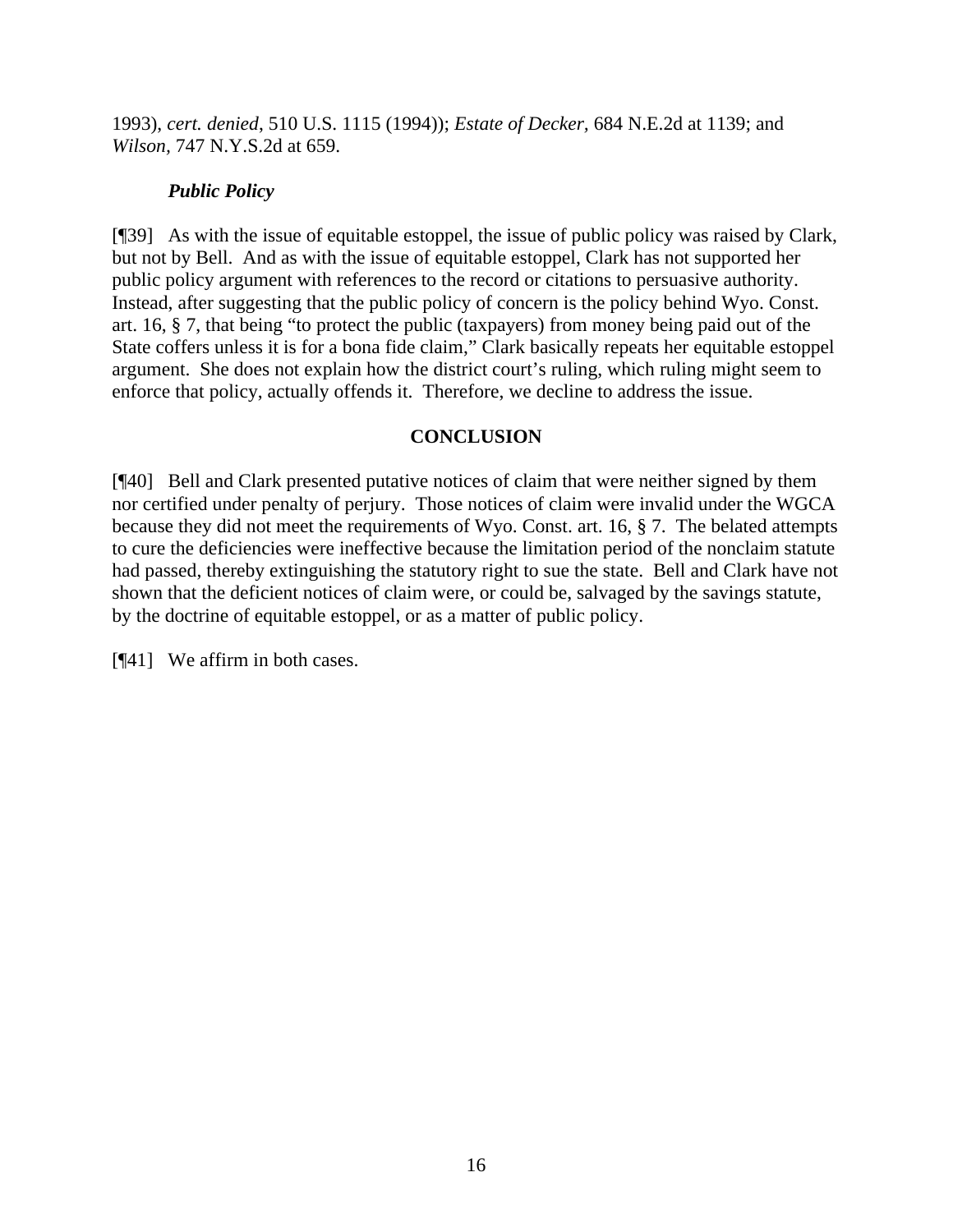1993), *cert. denied*, 510 U.S. 1115 (1994)); *Estate of Decker*, 684 N.E.2d at 1139; and *Wilson*, 747 N.Y.S.2d at 659.

### *Public Policy*

[¶39] As with the issue of equitable estoppel, the issue of public policy was raised by Clark, but not by Bell. And as with the issue of equitable estoppel, Clark has not supported her public policy argument with references to the record or citations to persuasive authority. Instead, after suggesting that the public policy of concern is the policy behind Wyo. Const. art. 16, § 7, that being "to protect the public (taxpayers) from money being paid out of the State coffers unless it is for a bona fide claim," Clark basically repeats her equitable estoppel argument. She does not explain how the district court's ruling, which ruling might seem to enforce that policy, actually offends it. Therefore, we decline to address the issue.

## CONCLUSION

[¶40] Bell and Clark presented putative notices of claim that were neither signed by them nor certified under penalty of perjury. Those notices of claim were invalid under the WGCA because they did not meet the requirements of Wyo. Const. art. 16, § 7. The belated attempts to cure the deficiencies were ineffective because the limitation period of the nonclaim statute had passed, thereby extinguishing the statutory right to sue the state. Bell and Clark have not shown that the deficient notices of claim were, or could be, salvaged by the savings statute, by the doctrine of equitable estoppel, or as a matter of public policy.

[¶41] We affirm in both cases.